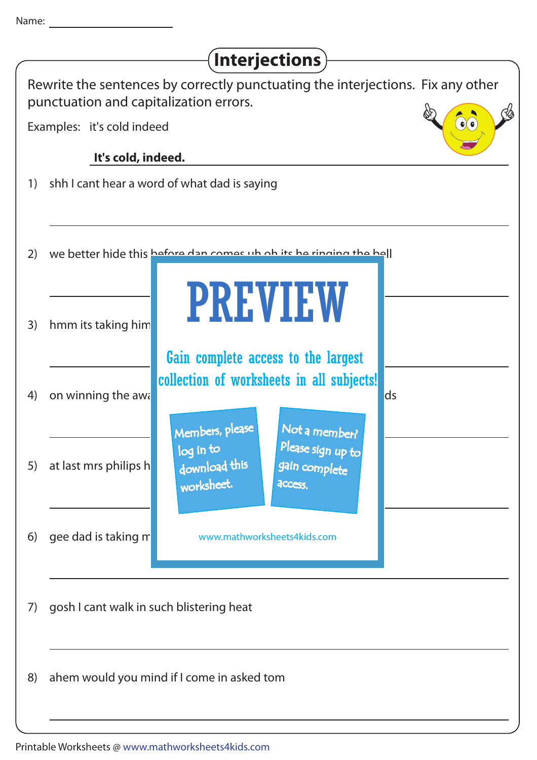Name: ____________________

# Interjections

Rewrite the sentences by correctly punctuating the interjections. Fix any other punctuation and capitalization errors.

Examples: it's cold indeed

**It's cold, indeed.**

1) shh I cant hear a word of what dad is saying

2) we better hide this before dan comes uh oh its he ringing the bell

3) hmm its taking him

4) on winning the awa ... ds

5) at last mrs philips h

6) gee dad is taking m

7) gosh I cant walk in such blistering heat

8) ahem would you mind if I come in asked tom

PREVIEW

Gain complete access to the largest collection of worksheets in all subjects!

Members, please log in to download this worksheet.

Not a member? Please sign up to gain complete access.

www.mathworksheets4kids.com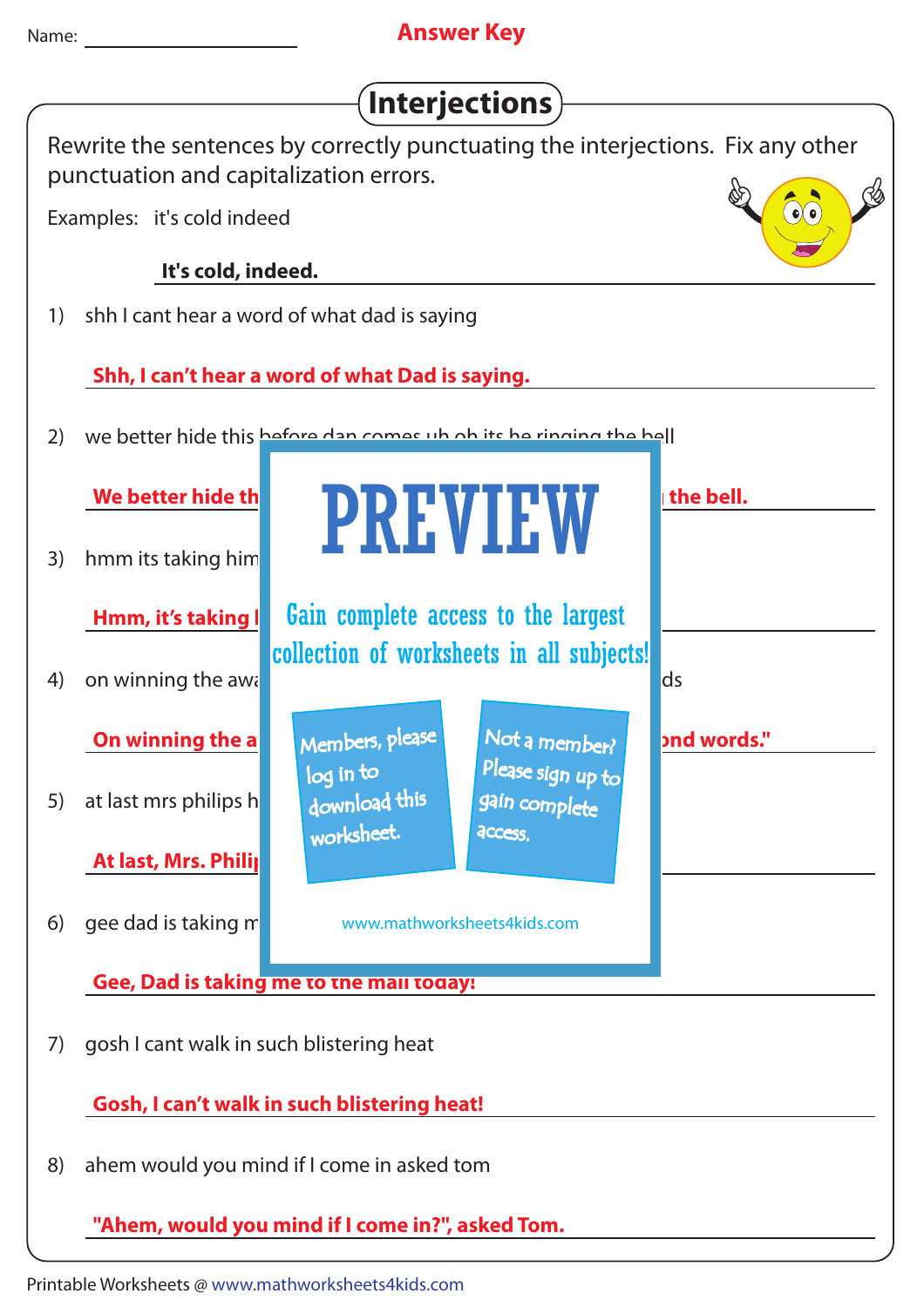Name: ____________________

**Answer Key**

# Interjections

Rewrite the sentences by correctly punctuating the interjections. Fix any other punctuation and capitalization errors.

Examples: it's cold indeed

**It's cold, indeed.**

1) shh I cant hear a word of what dad is saying

**Shh, I can't hear a word of what Dad is saying.**

2) we better hide this before dan comes uh oh its he ringing the bell

**We better hide th** ... **the bell.**

3) hmm its taking him

**Hmm, it's taking** ...

4) on winning the awa ... ds

**On winning the a** ... **ond words."**

5) at last mrs philips h

**At last, Mrs. Phili** ...

6) gee dad is taking m

**Gee, Dad is taking me to the mall today!**

PREVIEW

Gain complete access to the largest collection of worksheets in all subjects!

Members, please log in to download this worksheet.

Not a member? Please sign up to gain complete access.

www.mathworksheets4kids.com

7) gosh I cant walk in such blistering heat

**Gosh, I can't walk in such blistering heat!**

8) ahem would you mind if I come in asked tom

**"Ahem, would you mind if I come in?", asked Tom.**